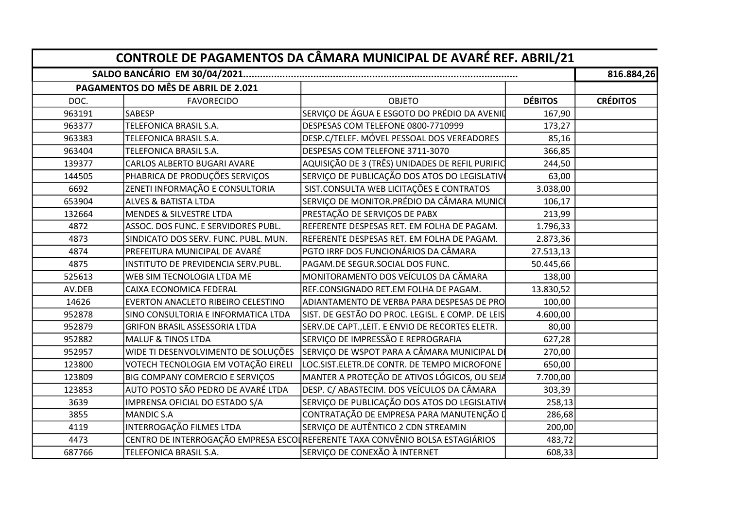# CONTROLE DE PAGAMENTOS DA CÂMARA MUNICIPAL DE AVARÉ REF. ABRIL/21

| SALDO BANCÁRIO EM 30/04/2021................................................................................................ | | | | 816.884,26 |
|---|---|---|---|---|
| **PAGAMENTOS DO MÊS DE ABRIL DE 2.021** | | | | |
| DOC. | FAVORECIDO | OBJETO | **DÉBITOS** | **CRÉDITOS** |
| 963191 | SABESP | SERVIÇO DE ÁGUA E ESGOTO DO PRÉDIO DA AVENID | 167,90 | |
| 963377 | TELEFONICA BRASIL S.A. | DESPESAS COM TELEFONE 0800-7710999 | 173,27 | |
| 963383 | TELEFONICA BRASIL S.A. | DESP.C/TELEF. MÓVEL PESSOAL DOS VEREADORES | 85,16 | |
| 963404 | TELEFONICA BRASIL S.A. | DESPESAS COM TELEFONE 3711-3070 | 366,85 | |
| 139377 | CARLOS ALBERTO BUGARI AVARE | AQUISIÇÃO DE 3 (TRÊS) UNIDADES DE REFIL PURIFIC | 244,50 | |
| 144505 | PHABRICA DE PRODUÇÕES SERVIÇOS | SERVIÇO DE PUBLICAÇÃO DOS ATOS DO LEGISLATIV | 63,00 | |
| 6692 | ZENETI INFORMAÇÃO E CONSULTORIA | SIST.CONSULTA WEB LICITAÇÕES E CONTRATOS | 3.038,00 | |
| 653904 | ALVES & BATISTA LTDA | SERVIÇO DE MONITOR.PRÉDIO DA CÂMARA MUNICI | 106,17 | |
| 132664 | MENDES & SILVESTRE LTDA | PRESTAÇÃO DE SERVIÇOS DE PABX | 213,99 | |
| 4872 | ASSOC. DOS FUNC. E SERVIDORES PUBL. | REFERENTE DESPESAS RET. EM FOLHA DE PAGAM. | 1.796,33 | |
| 4873 | SINDICATO DOS SERV. FUNC. PUBL. MUN. | REFERENTE DESPESAS RET. EM FOLHA DE PAGAM. | 2.873,36 | |
| 4874 | PREFEITURA MUNICIPAL DE AVARÉ | PGTO IRRF DOS FUNCIONÁRIOS DA CÂMARA | 27.513,13 | |
| 4875 | INSTITUTO DE PREVIDENCIA SERV.PUBL. | PAGAM.DE SEGUR.SOCIAL DOS FUNC. | 50.445,66 | |
| 525613 | WEB SIM TECNOLOGIA LTDA ME | MONITORAMENTO DOS VEÍCULOS DA CÂMARA | 138,00 | |
| AV.DEB | CAIXA ECONOMICA FEDERAL | REF.CONSIGNADO RET.EM FOLHA DE PAGAM. | 13.830,52 | |
| 14626 | EVERTON ANACLETO RIBEIRO CELESTINO | ADIANTAMENTO DE VERBA PARA DESPESAS DE PRO | 100,00 | |
| 952878 | SINO CONSULTORIA E INFORMATICA LTDA | SIST. DE GESTÃO DO PROC. LEGISL. E COMP. DE LEIS | 4.600,00 | |
| 952879 | GRIFON BRASIL ASSESSORIA LTDA | SERV.DE CAPT.,LEIT. E ENVIO DE RECORTES ELETR. | 80,00 | |
| 952882 | MALUF & TINOS LTDA | SERVIÇO DE IMPRESSÃO E REPROGRAFIA | 627,28 | |
| 952957 | WIDE TI DESENVOLVIMENTO DE SOLUÇÕES | SERVIÇO DE WSPOT PARA A CÂMARA MUNICIPAL DE | 270,00 | |
| 123800 | VOTECH TECNOLOGIA EM VOTAÇÃO EIRELI | LOC.SIST.ELETR.DE CONTR. DE TEMPO MICROFONE | 650,00 | |
| 123809 | BIG COMPANY COMERCIO E SERVIÇOS | MANTER A PROTEÇÃO DE ATIVOS LÓGICOS, OU SEJA | 7.700,00 | |
| 123853 | AUTO POSTO SÃO PEDRO DE AVARÉ LTDA | DESP. C/ ABASTECIM. DOS VEÍCULOS DA CÂMARA | 303,39 | |
| 3639 | IMPRENSA OFICIAL DO ESTADO S/A | SERVIÇO DE PUBLICAÇÃO DOS ATOS DO LEGISLATIV | 258,13 | |
| 3855 | MANDIC S.A | CONTRATAÇÃO DE EMPRESA PARA MANUTENÇÃO D | 286,68 | |
| 4119 | INTERROGAÇÃO FILMES LTDA | SERVIÇO DE AUTÊNTICO 2 CDN STREAMIN | 200,00 | |
| 4473 | CENTRO DE INTERROGAÇÃO EMPRESA ESCOL | REFERENTE TAXA CONVÊNIO BOLSA ESTAGIÁRIOS | 483,72 | |
| 687766 | TELEFONICA BRASIL S.A. | SERVIÇO DE CONEXÃO À INTERNET | 608,33 | |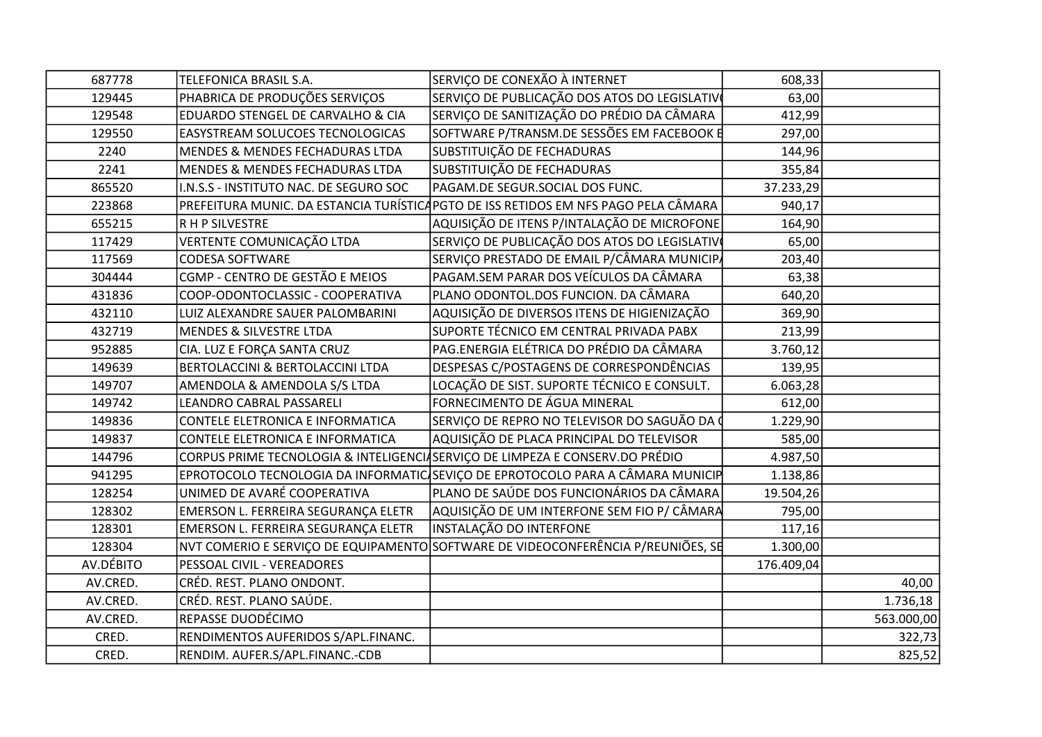| | | | | |
|---|---|---|---|---|
| 687778 | TELEFONICA BRASIL S.A. | SERVIÇO DE CONEXÃO À INTERNET | 608,33 | |
| 129445 | PHABRICA DE PRODUÇÕES SERVIÇOS | SERVIÇO DE PUBLICAÇÃO DOS ATOS DO LEGISLATIV | 63,00 | |
| 129548 | EDUARDO STENGEL DE CARVALHO & CIA | SERVIÇO DE SANITIZAÇÃO DO PRÉDIO DA CÂMARA | 412,99 | |
| 129550 | EASYSTREAM SOLUCOES TECNOLOGICAS | SOFTWARE P/TRANSM.DE SESSÕES EM FACEBOOK E | 297,00 | |
| 2240 | MENDES & MENDES FECHADURAS LTDA | SUBSTITUIÇÃO DE FECHADURAS | 144,96 | |
| 2241 | MENDES & MENDES FECHADURAS LTDA | SUBSTITUIÇÃO DE FECHADURAS | 355,84 | |
| 865520 | I.N.S.S - INSTITUTO NAC. DE SEGURO SOC | PAGAM.DE SEGUR.SOCIAL DOS FUNC. | 37.233,29 | |
| 223868 | PREFEITURA MUNIC. DA ESTANCIA TURÍSTICA | PGTO DE ISS RETIDOS EM NFS PAGO PELA CÂMARA | 940,17 | |
| 655215 | R H P SILVESTRE | AQUISIÇÃO DE ITENS P/INTALAÇÃO DE MICROFONE | 164,90 | |
| 117429 | VERTENTE COMUNICAÇÃO LTDA | SERVIÇO DE PUBLICAÇÃO DOS ATOS DO LEGISLATIV | 65,00 | |
| 117569 | CODESA SOFTWARE | SERVIÇO PRESTADO DE EMAIL P/CÂMARA MUNICIP | 203,40 | |
| 304444 | CGMP - CENTRO DE GESTÃO E MEIOS | PAGAM.SEM PARAR DOS VEÍCULOS DA CÂMARA | 63,38 | |
| 431836 | COOP-ODONTOCLASSIC - COOPERATIVA | PLANO ODONTOL.DOS FUNCION. DA CÂMARA | 640,20 | |
| 432110 | LUIZ ALEXANDRE SAUER PALOMBARINI | AQUISIÇÃO DE DIVERSOS ITENS DE HIGIENIZAÇÃO | 369,90 | |
| 432719 | MENDES & SILVESTRE LTDA | SUPORTE TÉCNICO EM CENTRAL PRIVADA PABX | 213,99 | |
| 952885 | CIA. LUZ E FORÇA SANTA CRUZ | PAG.ENERGIA ELÉTRICA DO PRÉDIO DA CÂMARA | 3.760,12 | |
| 149639 | BERTOLACCINI & BERTOLACCINI LTDA | DESPESAS C/POSTAGENS DE CORRESPONDÊNCIAS | 139,95 | |
| 149707 | AMENDOLA & AMENDOLA S/S LTDA | LOCAÇÃO DE SIST. SUPORTE TÉCNICO E CONSULT. | 6.063,28 | |
| 149742 | LEANDRO CABRAL PASSARELI | FORNECIMENTO DE ÁGUA MINERAL | 612,00 | |
| 149836 | CONTELE ELETRONICA E INFORMATICA | SERVIÇO DE REPRO NO TELEVISOR DO SAGUÃO DA ( | 1.229,90 | |
| 149837 | CONTELE ELETRONICA E INFORMATICA | AQUISIÇÃO DE PLACA PRINCIPAL DO TELEVISOR | 585,00 | |
| 144796 | CORPUS PRIME TECNOLOGIA & INTELIGENCIA | SERVIÇO DE LIMPEZA E CONSERV.DO PRÉDIO | 4.987,50 | |
| 941295 | EPROTOCOLO TECNOLOGIA DA INFORMATICA | SEVIÇO DE EPROTOCOLO PARA A CÂMARA MUNICIP | 1.138,86 | |
| 128254 | UNIMED DE AVARÉ COOPERATIVA | PLANO DE SAÚDE DOS FUNCIONÁRIOS DA CÂMARA | 19.504,26 | |
| 128302 | EMERSON L. FERREIRA SEGURANÇA ELETR | AQUISIÇÃO DE UM INTERFONE SEM FIO P/ CÂMARA | 795,00 | |
| 128301 | EMERSON L. FERREIRA SEGURANÇA ELETR | INSTALAÇÃO DO INTERFONE | 117,16 | |
| 128304 | NVT COMERIO E SERVIÇO DE EQUIPAMENTO | SOFTWARE DE VIDEOCONFERÊNCIA P/REUNIÕES, SE | 1.300,00 | |
| AV.DÉBITO | PESSOAL CIVIL - VEREADORES | | 176.409,04 | |
| AV.CRED. | CRÉD. REST. PLANO ONDONT. | | | 40,00 |
| AV.CRED. | CRÉD. REST. PLANO SAÚDE. | | | 1.736,18 |
| AV.CRED. | REPASSE DUODÉCIMO | | | 563.000,00 |
| CRED. | RENDIMENTOS AUFERIDOS S/APL.FINANC. | | | 322,73 |
| CRED. | RENDIM. AUFER.S/APL.FINANC.-CDB | | | 825,52 |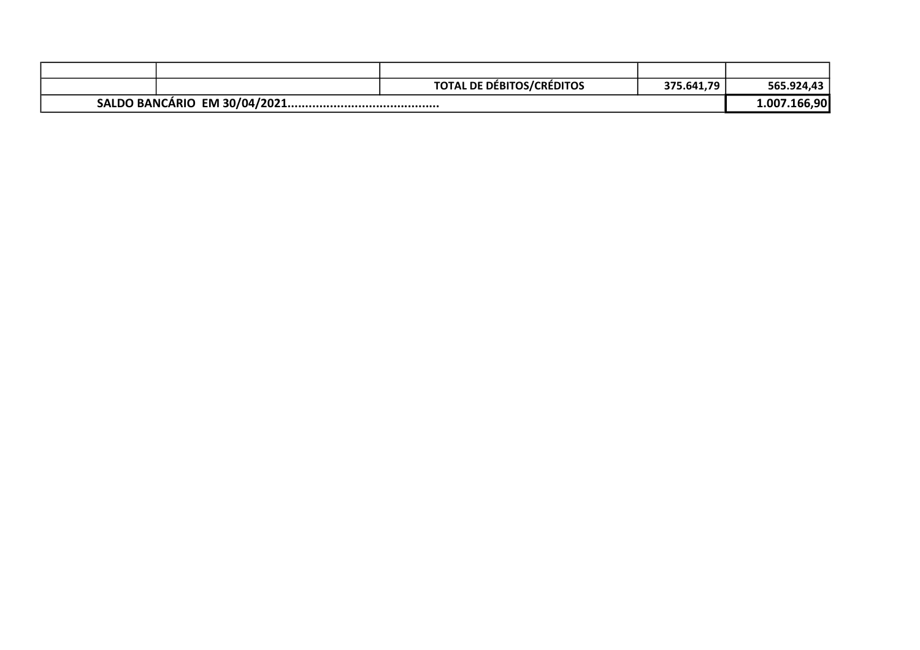| | | | | |
|---|---|---|---|---|
| | | | | |
| | | **TOTAL DE DÉBITOS/CRÉDITOS** | **375.641,79** | **565.924,43** |
| **SALDO BANCÁRIO EM 30/04/2021..........................................** | | | | **1.007.166,90** |